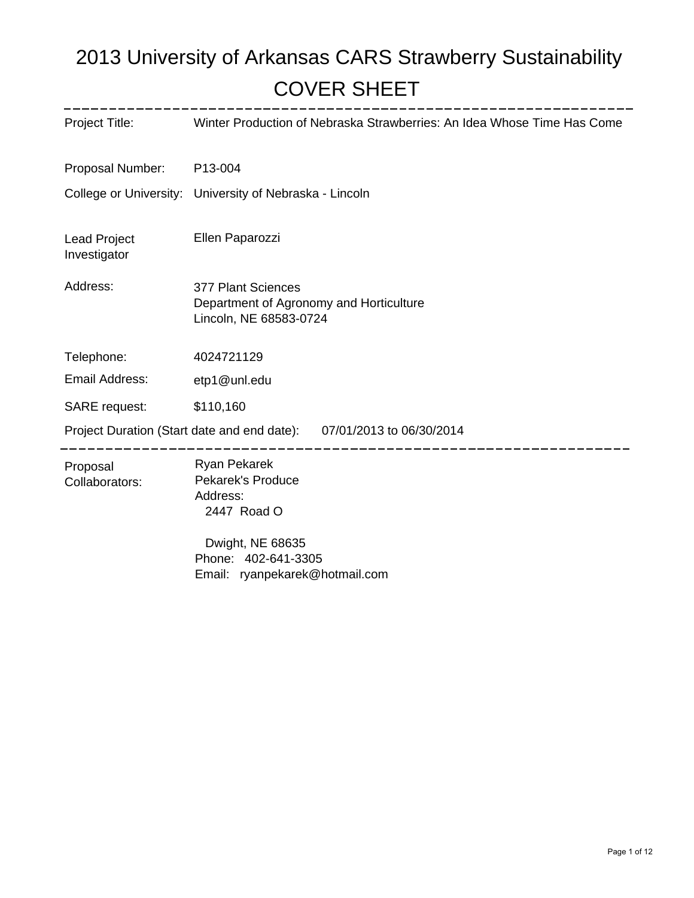# 2013 University of Arkansas CARS Strawberry Sustainability

## COVER SHEET

| | |
|---|---|
| Project Title: | Winter Production of Nebraska Strawberries: An Idea Whose Time Has Come |
| Proposal Number: | P13-004 |
| College or University: | University of Nebraska - Lincoln |
| Lead Project Investigator | Ellen Paparozzi |
| Address: | 377 Plant Sciences<br>Department of Agronomy and Horticulture<br>Lincoln, NE 68583-0724 |
| Telephone: | 4024721129 |
| Email Address: | etp1@unl.edu |
| SARE request: | $110,160 |

Project Duration (Start date and end date): 07/01/2013 to 06/30/2014

---

Proposal Collaborators:

Ryan Pekarek
Pekarek's Produce
Address:
2447 Road O

Dwight, NE 68635
Phone: 402-641-3305
Email: ryanpekarek@hotmail.com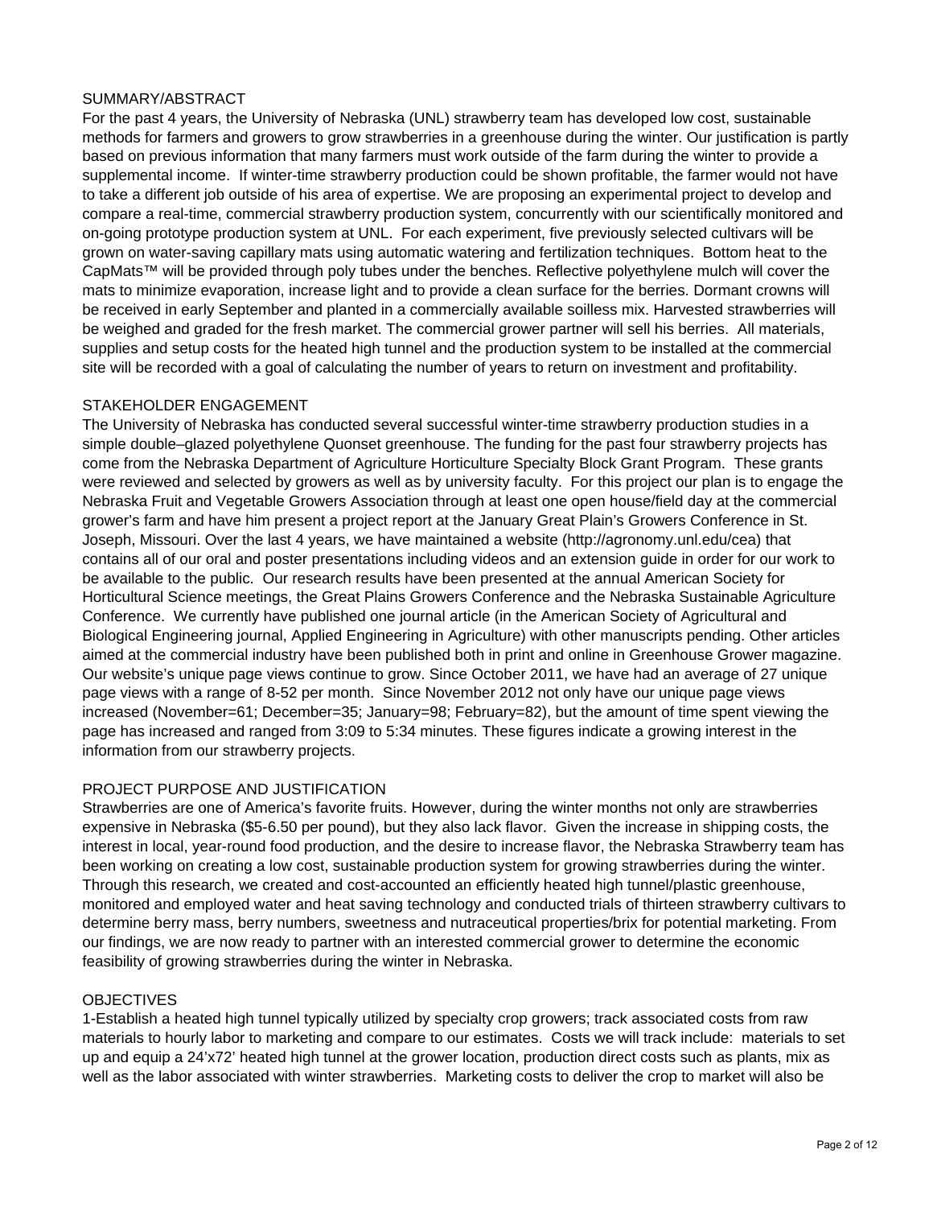## SUMMARY/ABSTRACT

For the past 4 years, the University of Nebraska (UNL) strawberry team has developed low cost, sustainable methods for farmers and growers to grow strawberries in a greenhouse during the winter. Our justification is partly based on previous information that many farmers must work outside of the farm during the winter to provide a supplemental income. If winter-time strawberry production could be shown profitable, the farmer would not have to take a different job outside of his area of expertise. We are proposing an experimental project to develop and compare a real-time, commercial strawberry production system, concurrently with our scientifically monitored and on-going prototype production system at UNL. For each experiment, five previously selected cultivars will be grown on water-saving capillary mats using automatic watering and fertilization techniques. Bottom heat to the CapMats™ will be provided through poly tubes under the benches. Reflective polyethylene mulch will cover the mats to minimize evaporation, increase light and to provide a clean surface for the berries. Dormant crowns will be received in early September and planted in a commercially available soilless mix. Harvested strawberries will be weighed and graded for the fresh market. The commercial grower partner will sell his berries. All materials, supplies and setup costs for the heated high tunnel and the production system to be installed at the commercial site will be recorded with a goal of calculating the number of years to return on investment and profitability.

## STAKEHOLDER ENGAGEMENT

The University of Nebraska has conducted several successful winter-time strawberry production studies in a simple double–glazed polyethylene Quonset greenhouse. The funding for the past four strawberry projects has come from the Nebraska Department of Agriculture Horticulture Specialty Block Grant Program. These grants were reviewed and selected by growers as well as by university faculty. For this project our plan is to engage the Nebraska Fruit and Vegetable Growers Association through at least one open house/field day at the commercial grower's farm and have him present a project report at the January Great Plain's Growers Conference in St. Joseph, Missouri. Over the last 4 years, we have maintained a website (http://agronomy.unl.edu/cea) that contains all of our oral and poster presentations including videos and an extension guide in order for our work to be available to the public. Our research results have been presented at the annual American Society for Horticultural Science meetings, the Great Plains Growers Conference and the Nebraska Sustainable Agriculture Conference. We currently have published one journal article (in the American Society of Agricultural and Biological Engineering journal, Applied Engineering in Agriculture) with other manuscripts pending. Other articles aimed at the commercial industry have been published both in print and online in Greenhouse Grower magazine. Our website's unique page views continue to grow. Since October 2011, we have had an average of 27 unique page views with a range of 8-52 per month. Since November 2012 not only have our unique page views increased (November=61; December=35; January=98; February=82), but the amount of time spent viewing the page has increased and ranged from 3:09 to 5:34 minutes. These figures indicate a growing interest in the information from our strawberry projects.

## PROJECT PURPOSE AND JUSTIFICATION

Strawberries are one of America's favorite fruits. However, during the winter months not only are strawberries expensive in Nebraska ($5-6.50 per pound), but they also lack flavor. Given the increase in shipping costs, the interest in local, year-round food production, and the desire to increase flavor, the Nebraska Strawberry team has been working on creating a low cost, sustainable production system for growing strawberries during the winter. Through this research, we created and cost-accounted an efficiently heated high tunnel/plastic greenhouse, monitored and employed water and heat saving technology and conducted trials of thirteen strawberry cultivars to determine berry mass, berry numbers, sweetness and nutraceutical properties/brix for potential marketing. From our findings, we are now ready to partner with an interested commercial grower to determine the economic feasibility of growing strawberries during the winter in Nebraska.

## OBJECTIVES

1-Establish a heated high tunnel typically utilized by specialty crop growers; track associated costs from raw materials to hourly labor to marketing and compare to our estimates. Costs we will track include: materials to set up and equip a 24'x72' heated high tunnel at the grower location, production direct costs such as plants, mix as well as the labor associated with winter strawberries. Marketing costs to deliver the crop to market will also be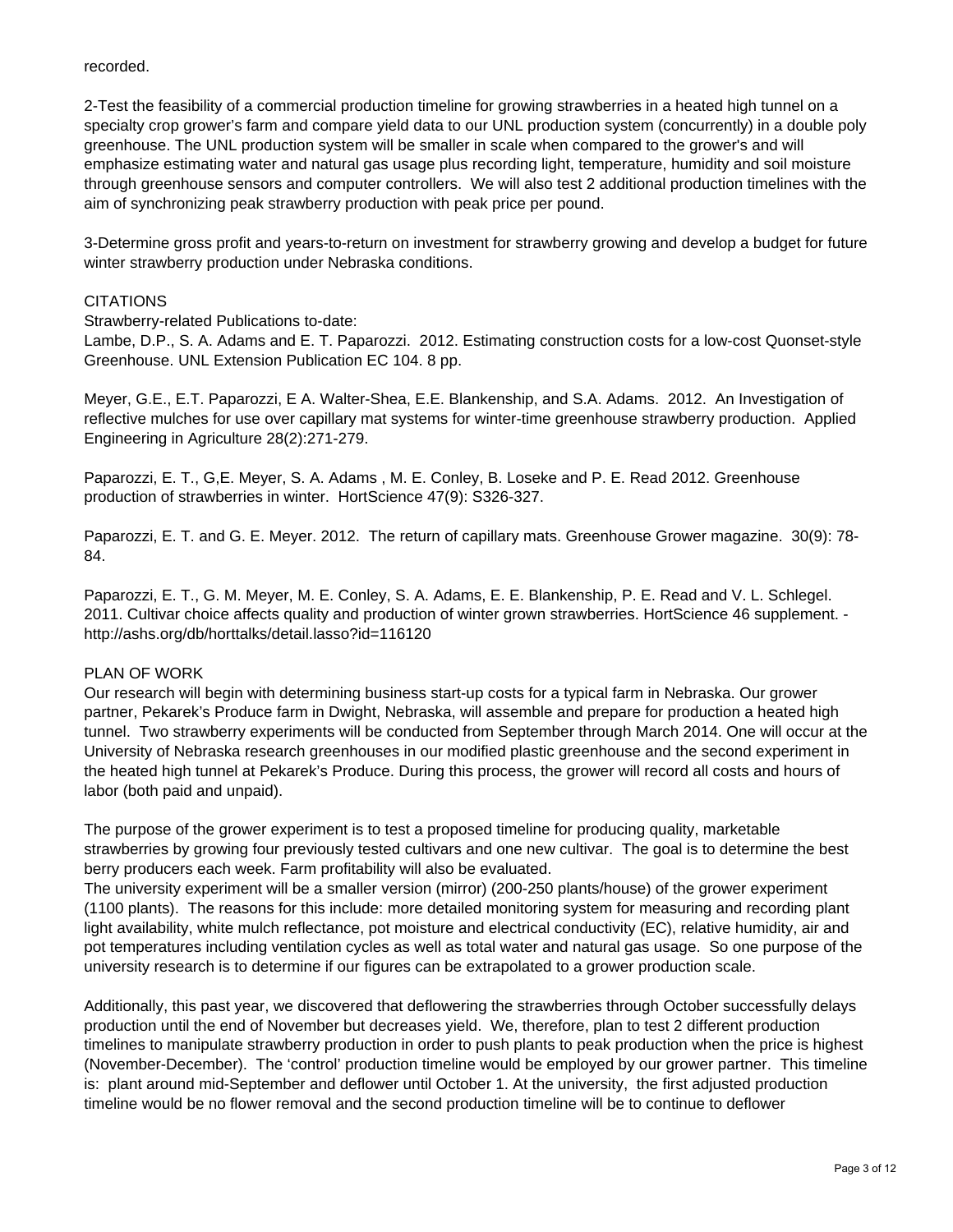recorded.

2-Test the feasibility of a commercial production timeline for growing strawberries in a heated high tunnel on a specialty crop grower's farm and compare yield data to our UNL production system (concurrently) in a double poly greenhouse. The UNL production system will be smaller in scale when compared to the grower's and will emphasize estimating water and natural gas usage plus recording light, temperature, humidity and soil moisture through greenhouse sensors and computer controllers. We will also test 2 additional production timelines with the aim of synchronizing peak strawberry production with peak price per pound.

3-Determine gross profit and years-to-return on investment for strawberry growing and develop a budget for future winter strawberry production under Nebraska conditions.

## CITATIONS

Strawberry-related Publications to-date:

Lambe, D.P., S. A. Adams and E. T. Paparozzi. 2012. Estimating construction costs for a low-cost Quonset-style Greenhouse. UNL Extension Publication EC 104. 8 pp.

Meyer, G.E., E.T. Paparozzi, E A. Walter-Shea, E.E. Blankenship, and S.A. Adams. 2012. An Investigation of reflective mulches for use over capillary mat systems for winter-time greenhouse strawberry production. Applied Engineering in Agriculture 28(2):271-279.

Paparozzi, E. T., G,E. Meyer, S. A. Adams , M. E. Conley, B. Loseke and P. E. Read 2012. Greenhouse production of strawberries in winter. HortScience 47(9): S326-327.

Paparozzi, E. T. and G. E. Meyer. 2012. The return of capillary mats. Greenhouse Grower magazine. 30(9): 78-84.

Paparozzi, E. T., G. M. Meyer, M. E. Conley, S. A. Adams, E. E. Blankenship, P. E. Read and V. L. Schlegel. 2011. Cultivar choice affects quality and production of winter grown strawberries. HortScience 46 supplement. - http://ashs.org/db/horttalks/detail.lasso?id=116120

## PLAN OF WORK

Our research will begin with determining business start-up costs for a typical farm in Nebraska. Our grower partner, Pekarek's Produce farm in Dwight, Nebraska, will assemble and prepare for production a heated high tunnel. Two strawberry experiments will be conducted from September through March 2014. One will occur at the University of Nebraska research greenhouses in our modified plastic greenhouse and the second experiment in the heated high tunnel at Pekarek's Produce. During this process, the grower will record all costs and hours of labor (both paid and unpaid).

The purpose of the grower experiment is to test a proposed timeline for producing quality, marketable strawberries by growing four previously tested cultivars and one new cultivar. The goal is to determine the best berry producers each week. Farm profitability will also be evaluated.

The university experiment will be a smaller version (mirror) (200-250 plants/house) of the grower experiment (1100 plants). The reasons for this include: more detailed monitoring system for measuring and recording plant light availability, white mulch reflectance, pot moisture and electrical conductivity (EC), relative humidity, air and pot temperatures including ventilation cycles as well as total water and natural gas usage. So one purpose of the university research is to determine if our figures can be extrapolated to a grower production scale.

Additionally, this past year, we discovered that deflowering the strawberries through October successfully delays production until the end of November but decreases yield. We, therefore, plan to test 2 different production timelines to manipulate strawberry production in order to push plants to peak production when the price is highest (November-December). The 'control' production timeline would be employed by our grower partner. This timeline is: plant around mid-September and deflower until October 1. At the university, the first adjusted production timeline would be no flower removal and the second production timeline will be to continue to deflower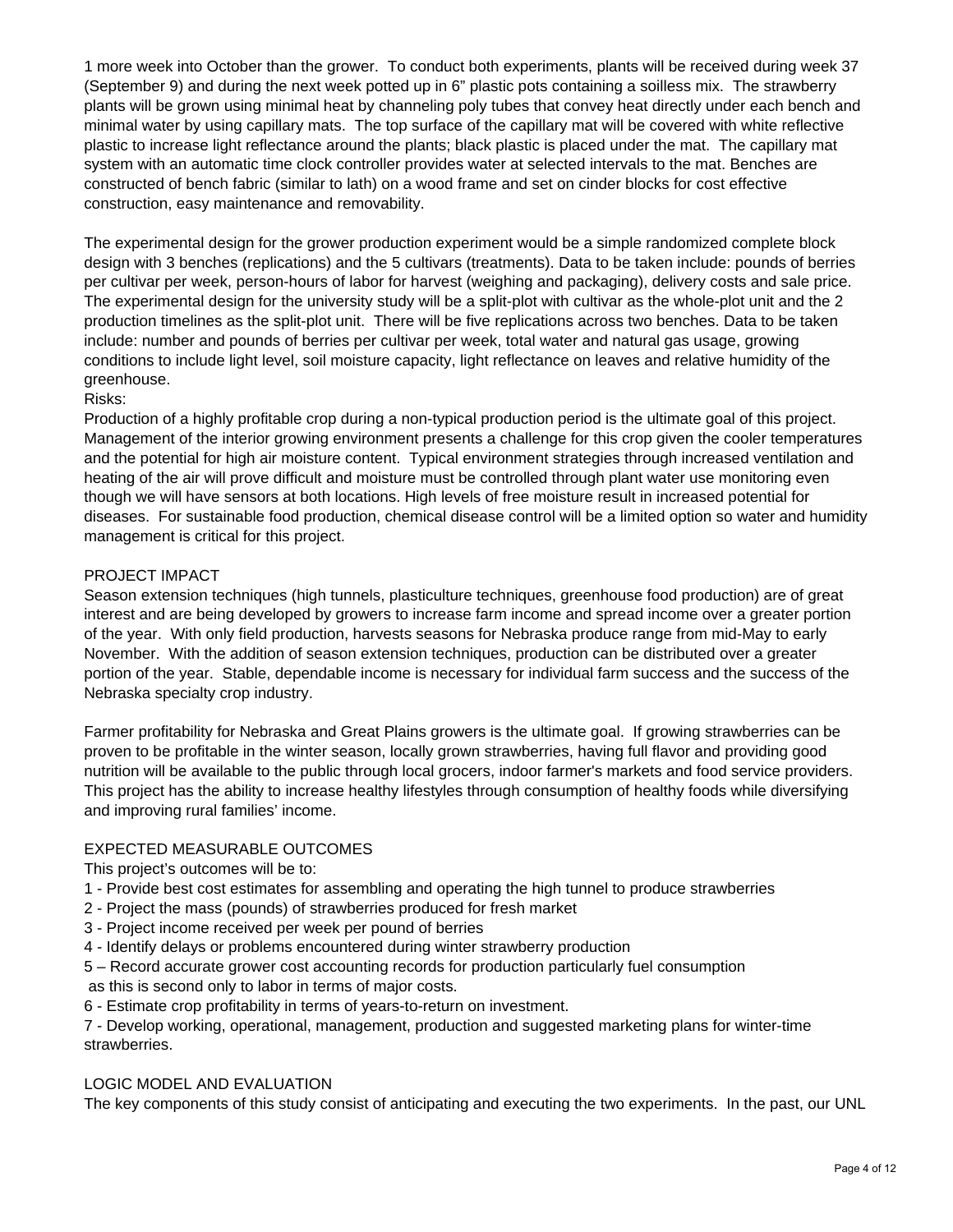1 more week into October than the grower. To conduct both experiments, plants will be received during week 37 (September 9) and during the next week potted up in 6" plastic pots containing a soilless mix. The strawberry plants will be grown using minimal heat by channeling poly tubes that convey heat directly under each bench and minimal water by using capillary mats. The top surface of the capillary mat will be covered with white reflective plastic to increase light reflectance around the plants; black plastic is placed under the mat. The capillary mat system with an automatic time clock controller provides water at selected intervals to the mat. Benches are constructed of bench fabric (similar to lath) on a wood frame and set on cinder blocks for cost effective construction, easy maintenance and removability.

The experimental design for the grower production experiment would be a simple randomized complete block design with 3 benches (replications) and the 5 cultivars (treatments). Data to be taken include: pounds of berries per cultivar per week, person-hours of labor for harvest (weighing and packaging), delivery costs and sale price. The experimental design for the university study will be a split-plot with cultivar as the whole-plot unit and the 2 production timelines as the split-plot unit. There will be five replications across two benches. Data to be taken include: number and pounds of berries per cultivar per week, total water and natural gas usage, growing conditions to include light level, soil moisture capacity, light reflectance on leaves and relative humidity of the greenhouse.

Risks:

Production of a highly profitable crop during a non-typical production period is the ultimate goal of this project. Management of the interior growing environment presents a challenge for this crop given the cooler temperatures and the potential for high air moisture content. Typical environment strategies through increased ventilation and heating of the air will prove difficult and moisture must be controlled through plant water use monitoring even though we will have sensors at both locations. High levels of free moisture result in increased potential for diseases. For sustainable food production, chemical disease control will be a limited option so water and humidity management is critical for this project.

## PROJECT IMPACT

Season extension techniques (high tunnels, plasticulture techniques, greenhouse food production) are of great interest and are being developed by growers to increase farm income and spread income over a greater portion of the year. With only field production, harvests seasons for Nebraska produce range from mid-May to early November. With the addition of season extension techniques, production can be distributed over a greater portion of the year. Stable, dependable income is necessary for individual farm success and the success of the Nebraska specialty crop industry.

Farmer profitability for Nebraska and Great Plains growers is the ultimate goal. If growing strawberries can be proven to be profitable in the winter season, locally grown strawberries, having full flavor and providing good nutrition will be available to the public through local grocers, indoor farmer's markets and food service providers. This project has the ability to increase healthy lifestyles through consumption of healthy foods while diversifying and improving rural families' income.

## EXPECTED MEASURABLE OUTCOMES

This project's outcomes will be to:

1 - Provide best cost estimates for assembling and operating the high tunnel to produce strawberries
2 - Project the mass (pounds) of strawberries produced for fresh market
3 - Project income received per week per pound of berries
4 - Identify delays or problems encountered during winter strawberry production
5 – Record accurate grower cost accounting records for production particularly fuel consumption as this is second only to labor in terms of major costs.
6 - Estimate crop profitability in terms of years-to-return on investment.
7 - Develop working, operational, management, production and suggested marketing plans for winter-time strawberries.

## LOGIC MODEL AND EVALUATION

The key components of this study consist of anticipating and executing the two experiments. In the past, our UNL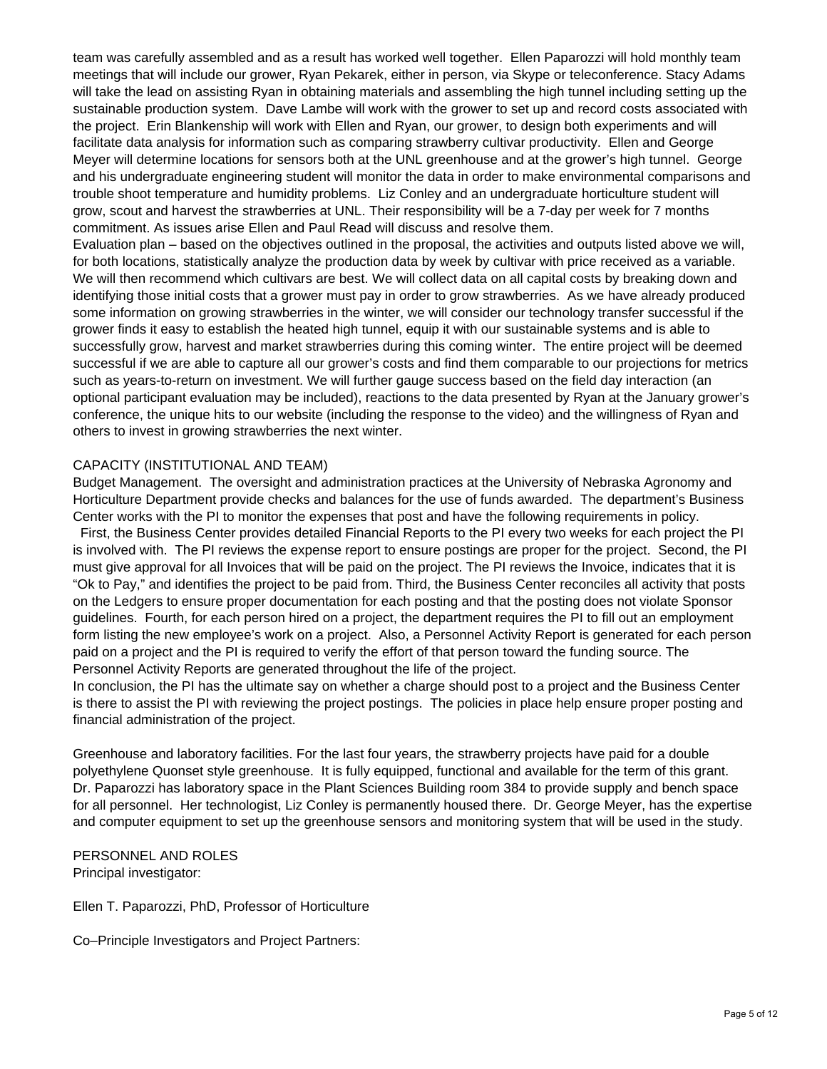team was carefully assembled and as a result has worked well together. Ellen Paparozzi will hold monthly team meetings that will include our grower, Ryan Pekarek, either in person, via Skype or teleconference. Stacy Adams will take the lead on assisting Ryan in obtaining materials and assembling the high tunnel including setting up the sustainable production system. Dave Lambe will work with the grower to set up and record costs associated with the project. Erin Blankenship will work with Ellen and Ryan, our grower, to design both experiments and will facilitate data analysis for information such as comparing strawberry cultivar productivity. Ellen and George Meyer will determine locations for sensors both at the UNL greenhouse and at the grower's high tunnel. George and his undergraduate engineering student will monitor the data in order to make environmental comparisons and trouble shoot temperature and humidity problems. Liz Conley and an undergraduate horticulture student will grow, scout and harvest the strawberries at UNL. Their responsibility will be a 7-day per week for 7 months commitment. As issues arise Ellen and Paul Read will discuss and resolve them.

Evaluation plan – based on the objectives outlined in the proposal, the activities and outputs listed above we will, for both locations, statistically analyze the production data by week by cultivar with price received as a variable. We will then recommend which cultivars are best. We will collect data on all capital costs by breaking down and identifying those initial costs that a grower must pay in order to grow strawberries. As we have already produced some information on growing strawberries in the winter, we will consider our technology transfer successful if the grower finds it easy to establish the heated high tunnel, equip it with our sustainable systems and is able to successfully grow, harvest and market strawberries during this coming winter. The entire project will be deemed successful if we are able to capture all our grower's costs and find them comparable to our projections for metrics such as years-to-return on investment. We will further gauge success based on the field day interaction (an optional participant evaluation may be included), reactions to the data presented by Ryan at the January grower's conference, the unique hits to our website (including the response to the video) and the willingness of Ryan and others to invest in growing strawberries the next winter.

CAPACITY (INSTITUTIONAL AND TEAM)

Budget Management. The oversight and administration practices at the University of Nebraska Agronomy and Horticulture Department provide checks and balances for the use of funds awarded. The department's Business Center works with the PI to monitor the expenses that post and have the following requirements in policy.

First, the Business Center provides detailed Financial Reports to the PI every two weeks for each project the PI is involved with. The PI reviews the expense report to ensure postings are proper for the project. Second, the PI must give approval for all Invoices that will be paid on the project. The PI reviews the Invoice, indicates that it is "Ok to Pay," and identifies the project to be paid from. Third, the Business Center reconciles all activity that posts on the Ledgers to ensure proper documentation for each posting and that the posting does not violate Sponsor guidelines. Fourth, for each person hired on a project, the department requires the PI to fill out an employment form listing the new employee's work on a project. Also, a Personnel Activity Report is generated for each person paid on a project and the PI is required to verify the effort of that person toward the funding source. The Personnel Activity Reports are generated throughout the life of the project.

In conclusion, the PI has the ultimate say on whether a charge should post to a project and the Business Center is there to assist the PI with reviewing the project postings. The policies in place help ensure proper posting and financial administration of the project.

Greenhouse and laboratory facilities. For the last four years, the strawberry projects have paid for a double polyethylene Quonset style greenhouse. It is fully equipped, functional and available for the term of this grant. Dr. Paparozzi has laboratory space in the Plant Sciences Building room 384 to provide supply and bench space for all personnel. Her technologist, Liz Conley is permanently housed there. Dr. George Meyer, has the expertise and computer equipment to set up the greenhouse sensors and monitoring system that will be used in the study.

PERSONNEL AND ROLES

Principal investigator:

Ellen T. Paparozzi, PhD, Professor of Horticulture

Co–Principle Investigators and Project Partners: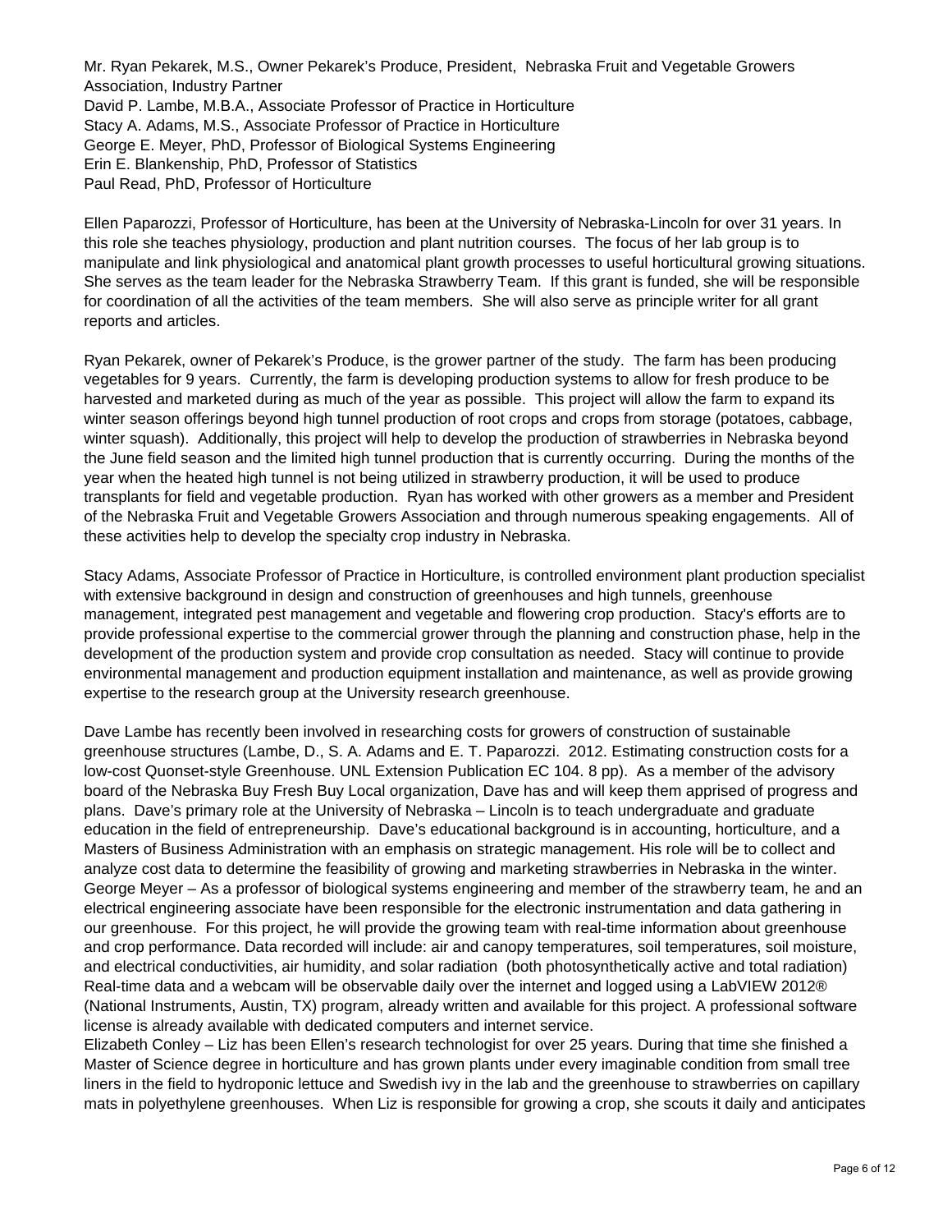Mr. Ryan Pekarek, M.S., Owner Pekarek's Produce, President, Nebraska Fruit and Vegetable Growers Association, Industry Partner
David P. Lambe, M.B.A., Associate Professor of Practice in Horticulture
Stacy A. Adams, M.S., Associate Professor of Practice in Horticulture
George E. Meyer, PhD, Professor of Biological Systems Engineering
Erin E. Blankenship, PhD, Professor of Statistics
Paul Read, PhD, Professor of Horticulture

Ellen Paparozzi, Professor of Horticulture, has been at the University of Nebraska-Lincoln for over 31 years. In this role she teaches physiology, production and plant nutrition courses. The focus of her lab group is to manipulate and link physiological and anatomical plant growth processes to useful horticultural growing situations. She serves as the team leader for the Nebraska Strawberry Team. If this grant is funded, she will be responsible for coordination of all the activities of the team members. She will also serve as principle writer for all grant reports and articles.

Ryan Pekarek, owner of Pekarek's Produce, is the grower partner of the study. The farm has been producing vegetables for 9 years. Currently, the farm is developing production systems to allow for fresh produce to be harvested and marketed during as much of the year as possible. This project will allow the farm to expand its winter season offerings beyond high tunnel production of root crops and crops from storage (potatoes, cabbage, winter squash). Additionally, this project will help to develop the production of strawberries in Nebraska beyond the June field season and the limited high tunnel production that is currently occurring. During the months of the year when the heated high tunnel is not being utilized in strawberry production, it will be used to produce transplants for field and vegetable production. Ryan has worked with other growers as a member and President of the Nebraska Fruit and Vegetable Growers Association and through numerous speaking engagements. All of these activities help to develop the specialty crop industry in Nebraska.

Stacy Adams, Associate Professor of Practice in Horticulture, is controlled environment plant production specialist with extensive background in design and construction of greenhouses and high tunnels, greenhouse management, integrated pest management and vegetable and flowering crop production. Stacy's efforts are to provide professional expertise to the commercial grower through the planning and construction phase, help in the development of the production system and provide crop consultation as needed. Stacy will continue to provide environmental management and production equipment installation and maintenance, as well as provide growing expertise to the research group at the University research greenhouse.

Dave Lambe has recently been involved in researching costs for growers of construction of sustainable greenhouse structures (Lambe, D., S. A. Adams and E. T. Paparozzi. 2012. Estimating construction costs for a low-cost Quonset-style Greenhouse. UNL Extension Publication EC 104. 8 pp). As a member of the advisory board of the Nebraska Buy Fresh Buy Local organization, Dave has and will keep them apprised of progress and plans. Dave's primary role at the University of Nebraska – Lincoln is to teach undergraduate and graduate education in the field of entrepreneurship. Dave's educational background is in accounting, horticulture, and a Masters of Business Administration with an emphasis on strategic management. His role will be to collect and analyze cost data to determine the feasibility of growing and marketing strawberries in Nebraska in the winter.
George Meyer – As a professor of biological systems engineering and member of the strawberry team, he and an electrical engineering associate have been responsible for the electronic instrumentation and data gathering in our greenhouse. For this project, he will provide the growing team with real-time information about greenhouse and crop performance. Data recorded will include: air and canopy temperatures, soil temperatures, soil moisture, and electrical conductivities, air humidity, and solar radiation (both photosynthetically active and total radiation) Real-time data and a webcam will be observable daily over the internet and logged using a LabVIEW 2012® (National Instruments, Austin, TX) program, already written and available for this project. A professional software license is already available with dedicated computers and internet service.
Elizabeth Conley – Liz has been Ellen's research technologist for over 25 years. During that time she finished a Master of Science degree in horticulture and has grown plants under every imaginable condition from small tree liners in the field to hydroponic lettuce and Swedish ivy in the lab and the greenhouse to strawberries on capillary mats in polyethylene greenhouses. When Liz is responsible for growing a crop, she scouts it daily and anticipates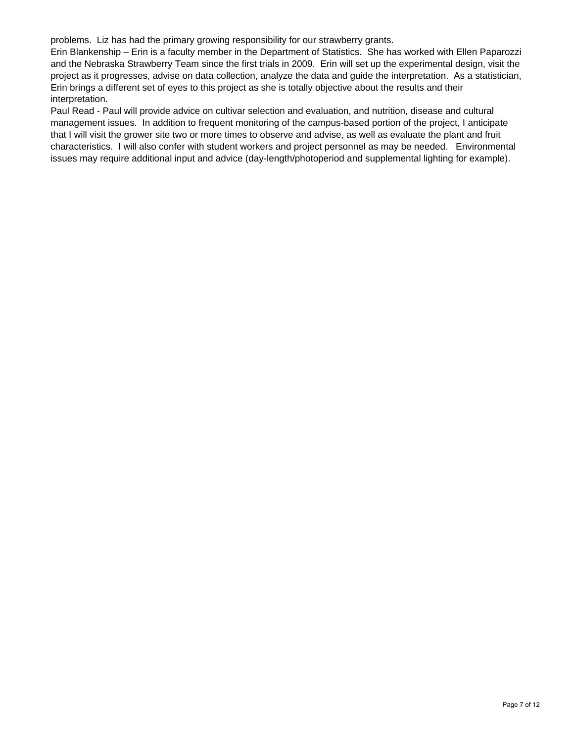problems. Liz has had the primary growing responsibility for our strawberry grants.

Erin Blankenship – Erin is a faculty member in the Department of Statistics. She has worked with Ellen Paparozzi and the Nebraska Strawberry Team since the first trials in 2009. Erin will set up the experimental design, visit the project as it progresses, advise on data collection, analyze the data and guide the interpretation. As a statistician, Erin brings a different set of eyes to this project as she is totally objective about the results and their interpretation.

Paul Read - Paul will provide advice on cultivar selection and evaluation, and nutrition, disease and cultural management issues. In addition to frequent monitoring of the campus-based portion of the project, I anticipate that I will visit the grower site two or more times to observe and advise, as well as evaluate the plant and fruit characteristics. I will also confer with student workers and project personnel as may be needed. Environmental issues may require additional input and advice (day-length/photoperiod and supplemental lighting for example).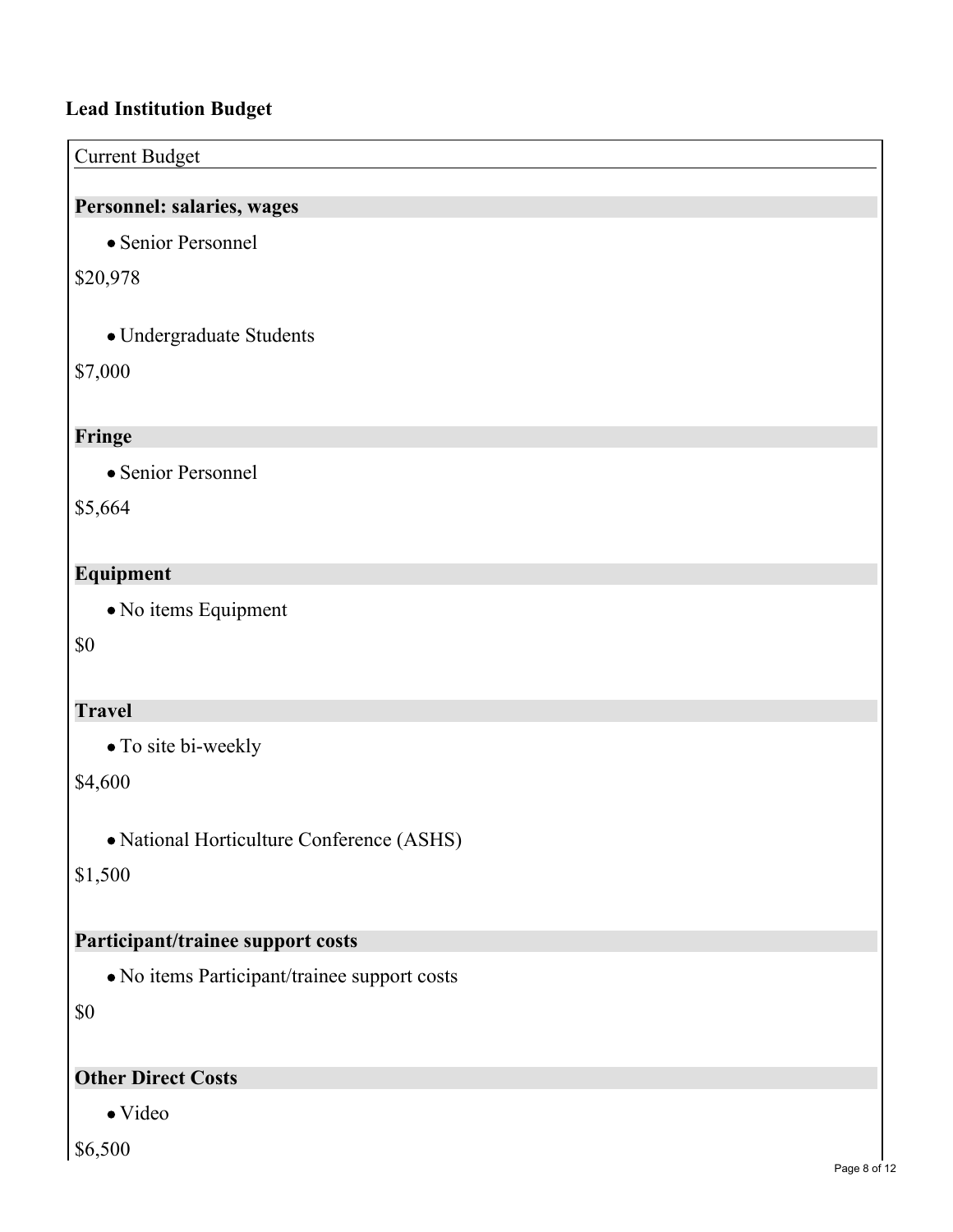## Lead Institution Budget

Current Budget

**Personnel: salaries, wages**

- Senior Personnel

$20,978

- Undergraduate Students

$7,000

**Fringe**

- Senior Personnel

$5,664

**Equipment**

- No items Equipment

$0

**Travel**

- To site bi-weekly

$4,600

- National Horticulture Conference (ASHS)

$1,500

**Participant/trainee support costs**

- No items Participant/trainee support costs

$0

**Other Direct Costs**

- Video

$6,500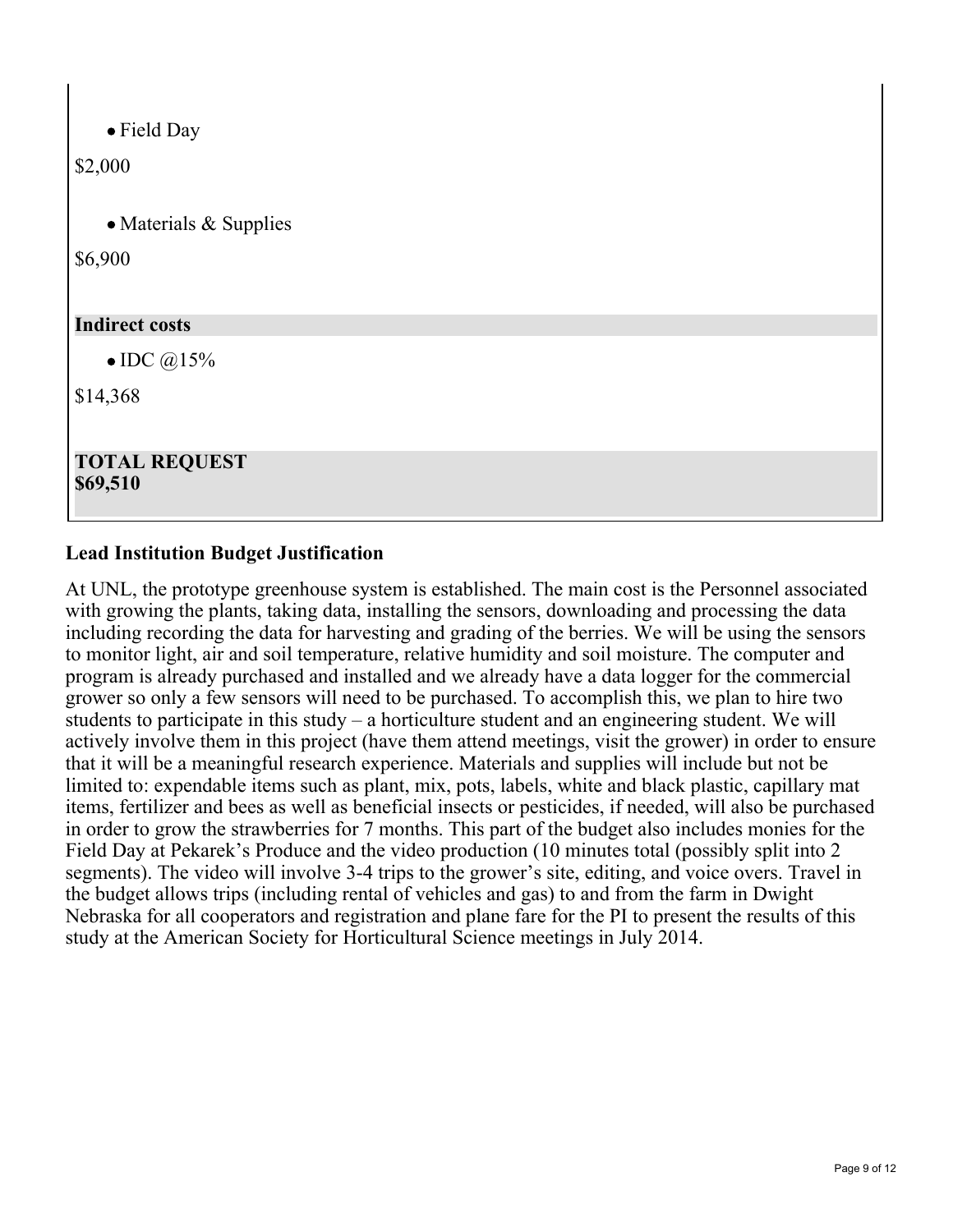- Field Day

$2,000

- Materials & Supplies

$6,900

**Indirect costs**

- IDC @15%

$14,368

**TOTAL REQUEST**
**$69,510**

### Lead Institution Budget Justification

At UNL, the prototype greenhouse system is established. The main cost is the Personnel associated with growing the plants, taking data, installing the sensors, downloading and processing the data including recording the data for harvesting and grading of the berries. We will be using the sensors to monitor light, air and soil temperature, relative humidity and soil moisture. The computer and program is already purchased and installed and we already have a data logger for the commercial grower so only a few sensors will need to be purchased. To accomplish this, we plan to hire two students to participate in this study – a horticulture student and an engineering student. We will actively involve them in this project (have them attend meetings, visit the grower) in order to ensure that it will be a meaningful research experience. Materials and supplies will include but not be limited to: expendable items such as plant, mix, pots, labels, white and black plastic, capillary mat items, fertilizer and bees as well as beneficial insects or pesticides, if needed, will also be purchased in order to grow the strawberries for 7 months. This part of the budget also includes monies for the Field Day at Pekarek's Produce and the video production (10 minutes total (possibly split into 2 segments). The video will involve 3-4 trips to the grower's site, editing, and voice overs. Travel in the budget allows trips (including rental of vehicles and gas) to and from the farm in Dwight Nebraska for all cooperators and registration and plane fare for the PI to present the results of this study at the American Society for Horticultural Science meetings in July 2014.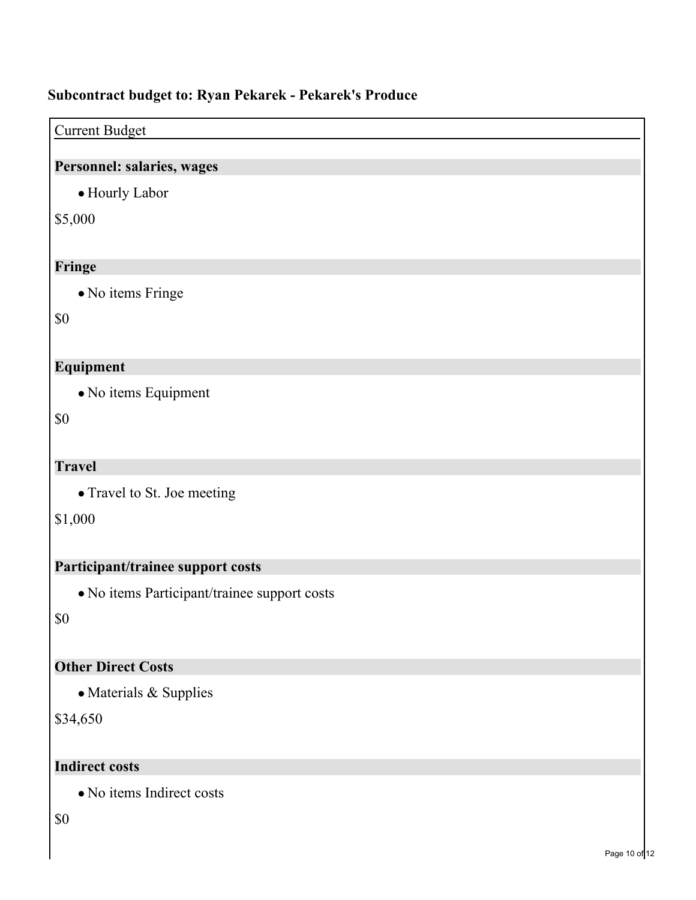## Subcontract budget to: Ryan Pekarek - Pekarek's Produce

Current Budget

**Personnel: salaries, wages**

- Hourly Labor

$5,000

**Fringe**

- No items Fringe

$0

**Equipment**

- No items Equipment

$0

**Travel**

- Travel to St. Joe meeting

$1,000

**Participant/trainee support costs**

- No items Participant/trainee support costs

$0

**Other Direct Costs**

- Materials & Supplies

$34,650

**Indirect costs**

- No items Indirect costs

$0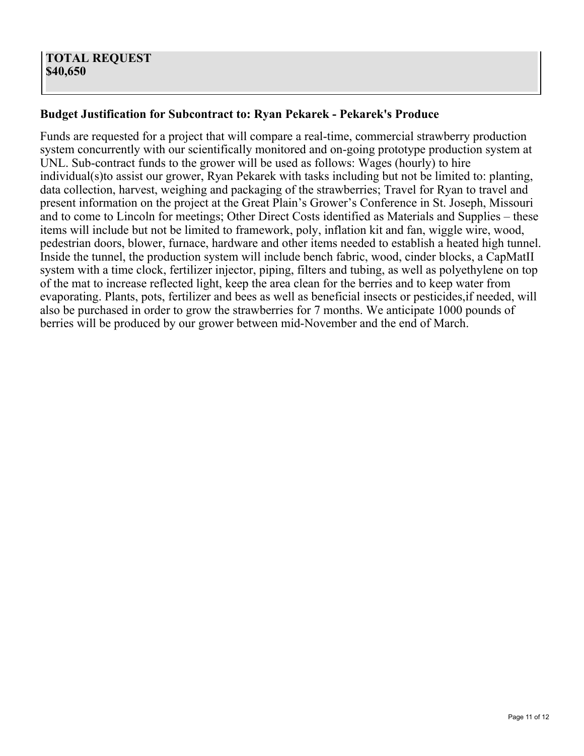**TOTAL REQUEST**
**$40,650**

### Budget Justification for Subcontract to: Ryan Pekarek - Pekarek's Produce

Funds are requested for a project that will compare a real-time, commercial strawberry production system concurrently with our scientifically monitored and on-going prototype production system at UNL. Sub-contract funds to the grower will be used as follows: Wages (hourly) to hire individual(s)to assist our grower, Ryan Pekarek with tasks including but not be limited to: planting, data collection, harvest, weighing and packaging of the strawberries; Travel for Ryan to travel and present information on the project at the Great Plain's Grower's Conference in St. Joseph, Missouri and to come to Lincoln for meetings; Other Direct Costs identified as Materials and Supplies – these items will include but not be limited to framework, poly, inflation kit and fan, wiggle wire, wood, pedestrian doors, blower, furnace, hardware and other items needed to establish a heated high tunnel. Inside the tunnel, the production system will include bench fabric, wood, cinder blocks, a CapMatII system with a time clock, fertilizer injector, piping, filters and tubing, as well as polyethylene on top of the mat to increase reflected light, keep the area clean for the berries and to keep water from evaporating. Plants, pots, fertilizer and bees as well as beneficial insects or pesticides,if needed, will also be purchased in order to grow the strawberries for 7 months. We anticipate 1000 pounds of berries will be produced by our grower between mid-November and the end of March.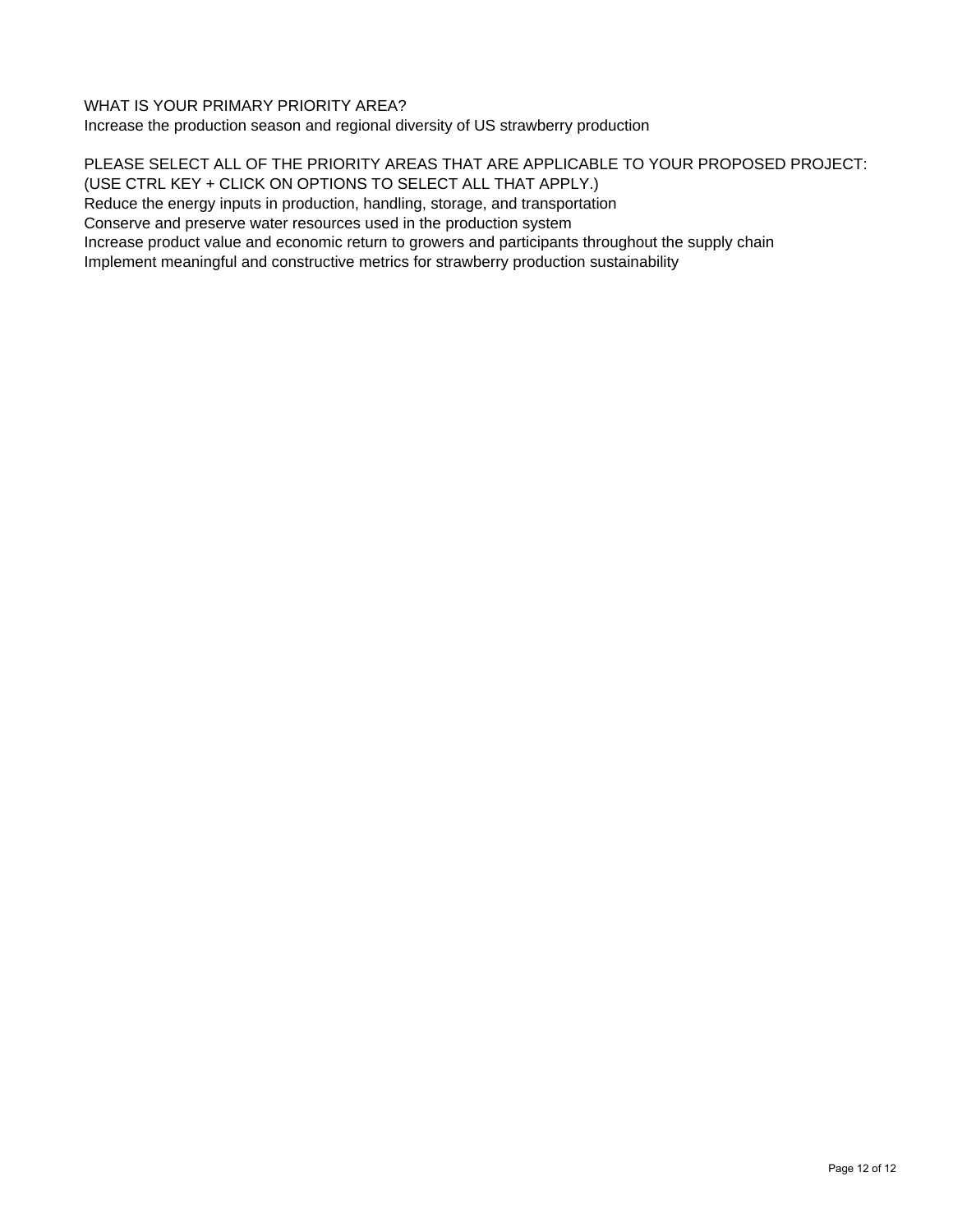WHAT IS YOUR PRIMARY PRIORITY AREA?
Increase the production season and regional diversity of US strawberry production

PLEASE SELECT ALL OF THE PRIORITY AREAS THAT ARE APPLICABLE TO YOUR PROPOSED PROJECT:
(USE CTRL KEY + CLICK ON OPTIONS TO SELECT ALL THAT APPLY.)
Reduce the energy inputs in production, handling, storage, and transportation
Conserve and preserve water resources used in the production system
Increase product value and economic return to growers and participants throughout the supply chain
Implement meaningful and constructive metrics for strawberry production sustainability